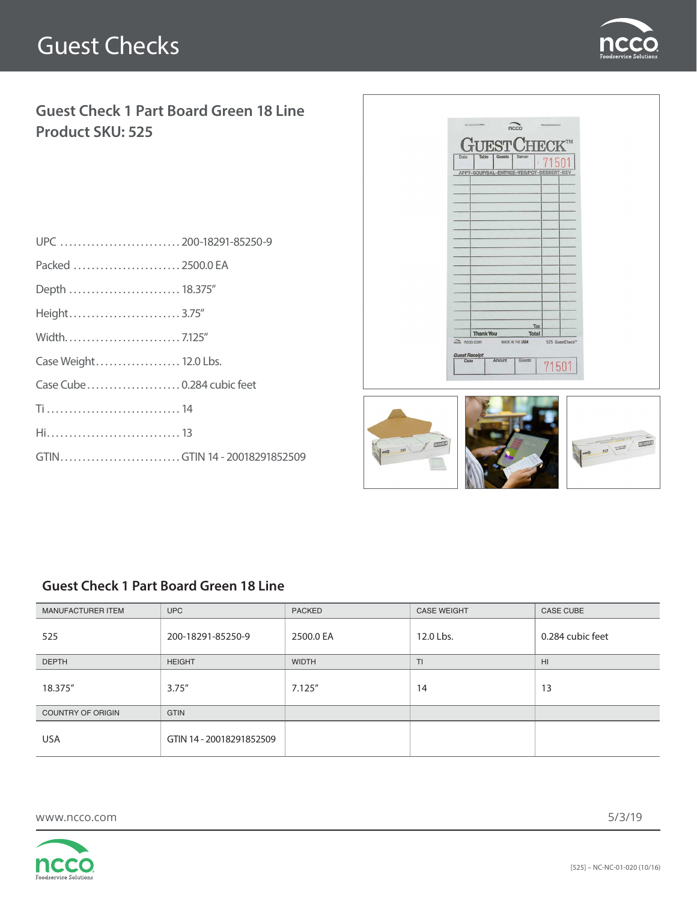# Guest Checks

## Guest Check 1 Part Board Green 18 Line
## Product SKU: 525

UPC ........................... 200-18291-85250-9

Packed ........................ 2500.0 EA

Depth ......................... 18.375″

Height......................... 3.75″

Width.......................... 7.125″

Case Weight................... 12.0 Lbs.

Case Cube..................... 0.284 cubic feet

Ti .............................. 14

Hi.............................. 13

GTIN........................... GTIN 14 - 20018291852509

### Guest Check 1 Part Board Green 18 Line

| MANUFACTURER ITEM | UPC | PACKED | CASE WEIGHT | CASE CUBE |
|---|---|---|---|---|
| 525 | 200-18291-85250-9 | 2500.0 EA | 12.0 Lbs. | 0.284 cubic feet |
| DEPTH | HEIGHT | WIDTH | TI | HI |
| 18.375″ | 3.75″ | 7.125″ | 14 | 13 |
| COUNTRY OF ORIGIN | GTIN | | | |
| USA | GTIN 14 - 20018291852509 | | | |

www.ncco.com

5/3/19

[525] – NC-NC-01-020 (10/16)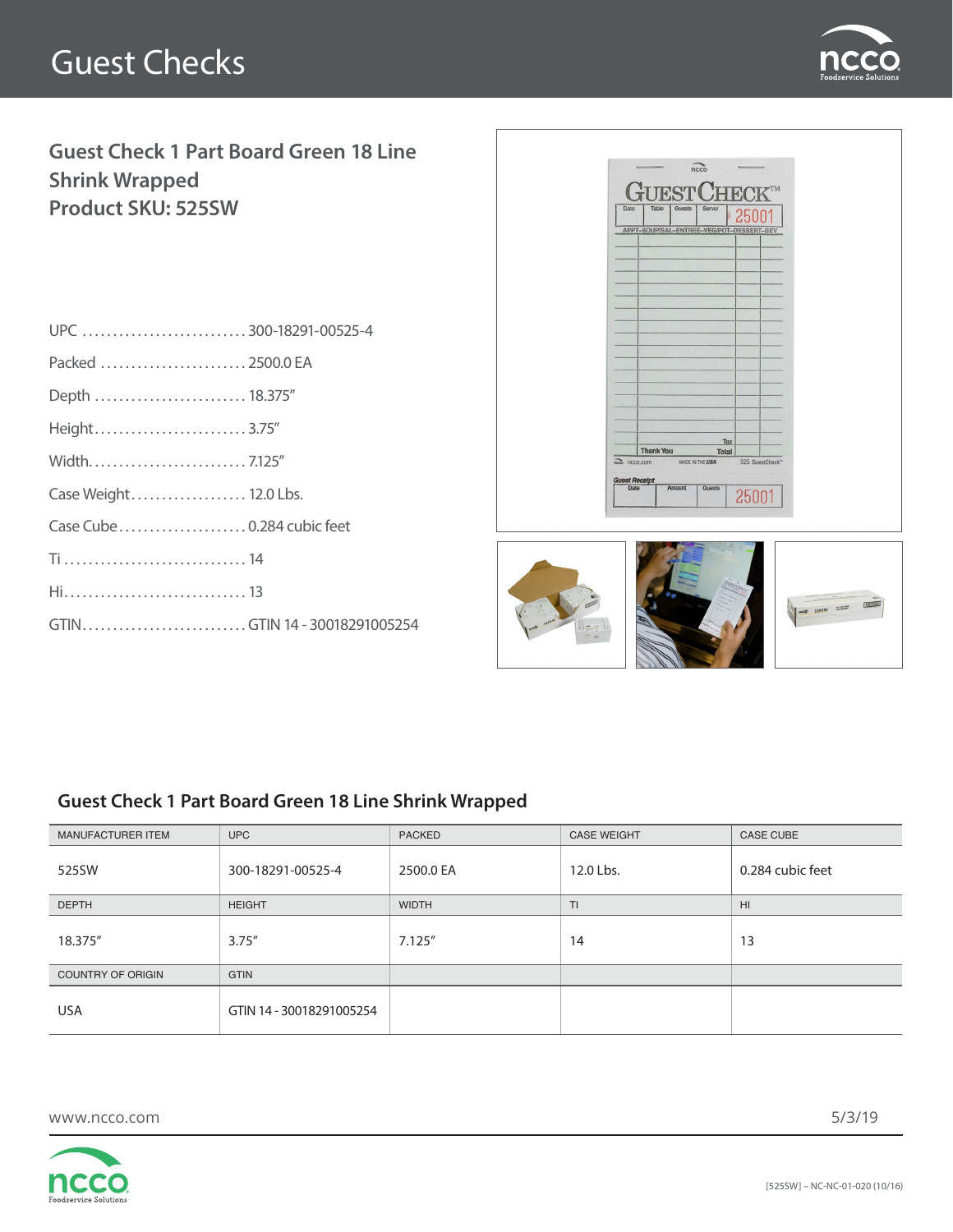# Guest Checks

## Guest Check 1 Part Board Green 18 Line Shrink Wrapped
## Product SKU: 525SW

UPC ........................... 300-18291-00525-4

Packed ........................ 2500.0 EA

Depth ......................... 18.375"

Height......................... 3.75"

Width.......................... 7.125"

Case Weight................... 12.0 Lbs.

Case Cube..................... 0.284 cubic feet

Ti .............................. 14

Hi.............................. 13

GTIN........................... GTIN 14 - 30018291005254

## Guest Check 1 Part Board Green 18 Line Shrink Wrapped

| MANUFACTURER ITEM | UPC | PACKED | CASE WEIGHT | CASE CUBE |
|---|---|---|---|---|
| 525SW | 300-18291-00525-4 | 2500.0 EA | 12.0 Lbs. | 0.284 cubic feet |
| **DEPTH** | **HEIGHT** | **WIDTH** | **TI** | **HI** |
| 18.375" | 3.75" | 7.125" | 14 | 13 |
| **COUNTRY OF ORIGIN** | **GTIN** | | | |
| USA | GTIN 14 - 30018291005254 | | | |

www.ncco.com

5/3/19

[525SW] – NC-NC-01-020 (10/16)